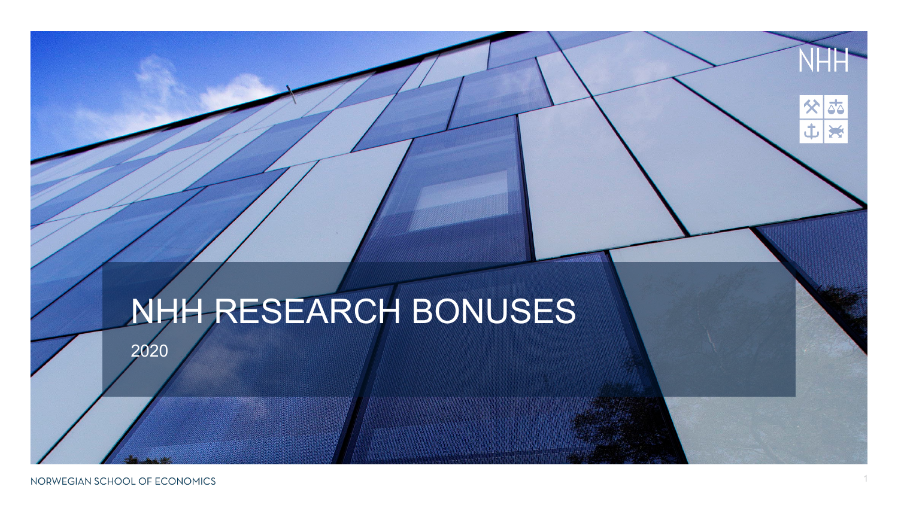# NHH RESEARCH BONUSES

2020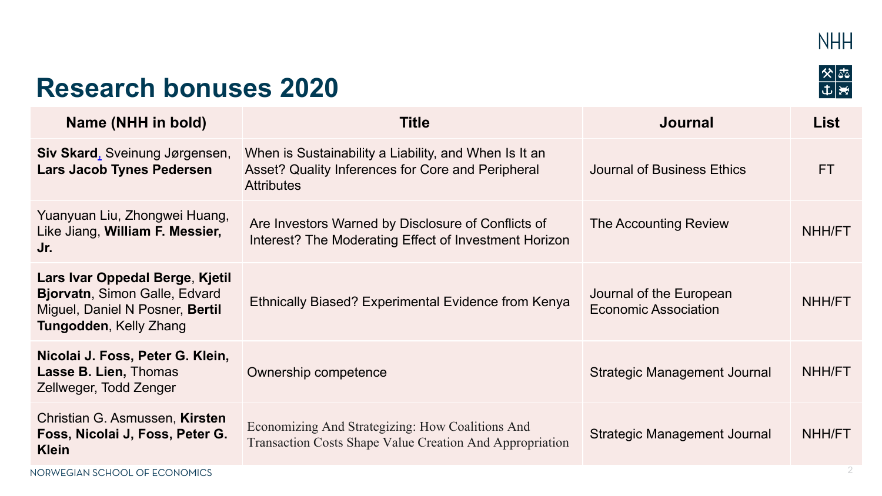# Research bonuses 2020

| Name (NHH in bold) | Title | Journal | List |
| --- | --- | --- | --- |
| **Siv Skard**, Sveinung Jørgensen, **Lars Jacob Tynes Pedersen** | When is Sustainability a Liability, and When Is It an Asset? Quality Inferences for Core and Peripheral Attributes | Journal of Business Ethics | FT |
| Yuanyuan Liu, Zhongwei Huang, Like Jiang, **William F. Messier, Jr.** | Are Investors Warned by Disclosure of Conflicts of Interest? The Moderating Effect of Investment Horizon | The Accounting Review | NHH/FT |
| **Lars Ivar Oppedal Berge**, **Kjetil Bjorvatn**, Simon Galle, Edvard Miguel, Daniel N Posner, **Bertil Tungodden**, Kelly Zhang | Ethnically Biased? Experimental Evidence from Kenya | Journal of the European Economic Association | NHH/FT |
| **Nicolai J. Foss, Peter G. Klein, Lasse B. Lien,** Thomas Zellweger, Todd Zenger | Ownership competence | Strategic Management Journal | NHH/FT |
| Christian G. Asmussen, **Kirsten Foss, Nicolai J, Foss, Peter G. Klein** | Economizing And Strategizing: How Coalitions And Transaction Costs Shape Value Creation And Appropriation | Strategic Management Journal | NHH/FT |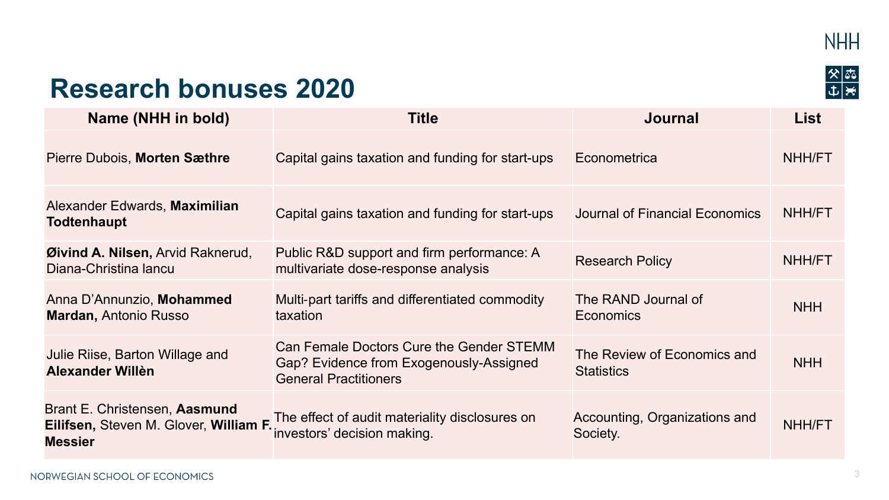# Research bonuses 2020

| Name (NHH in bold) | Title | Journal | List |
|---|---|---|---|
| Pierre Dubois, **Morten Sæthre** | Capital gains taxation and funding for start-ups | Econometrica | NHH/FT |
| Alexander Edwards, **Maximilian Todtenhaupt** | Capital gains taxation and funding for start-ups | Journal of Financial Economics | NHH/FT |
| **Øivind A. Nilsen,** Arvid Raknerud, Diana-Christina Iancu | Public R&D support and firm performance: A multivariate dose-response analysis | Research Policy | NHH/FT |
| Anna D'Annunzio, **Mohammed Mardan,** Antonio Russo | Multi-part tariffs and differentiated commodity taxation | The RAND Journal of Economics | NHH |
| Julie Riise, Barton Willage and **Alexander Willèn** | Can Female Doctors Cure the Gender STEMM Gap? Evidence from Exogenously-Assigned General Practitioners | The Review of Economics and Statistics | NHH |
| Brant E. Christensen, **Aasmund Eilifsen,** Steven M. Glover, **William F. Messier** | The effect of audit materiality disclosures on investors' decision making. | Accounting, Organizations and Society. | NHH/FT |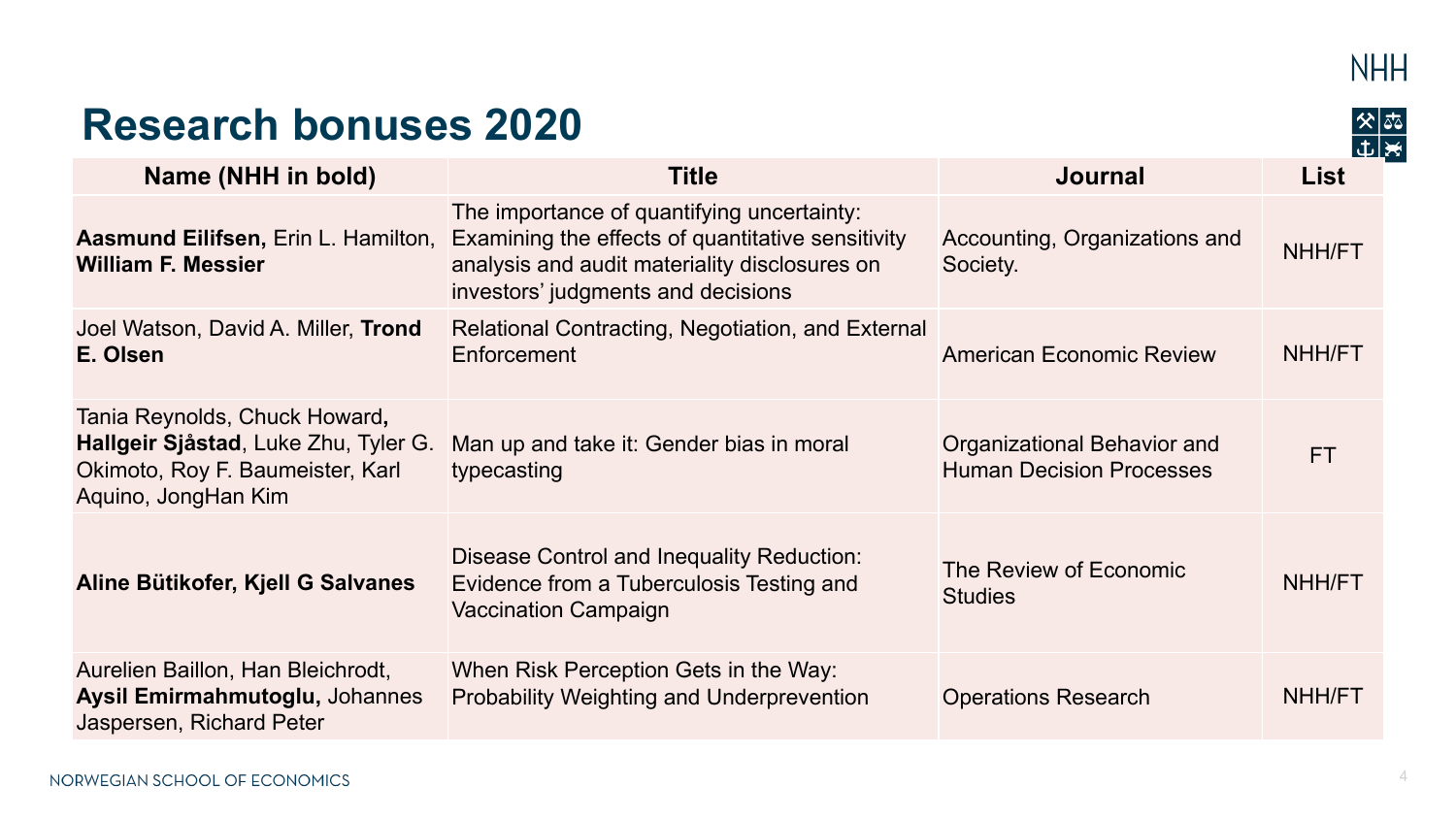# Research bonuses 2020

| Name (NHH in bold) | Title | Journal | List |
|---|---|---|---|
| **Aasmund Eilifsen,** Erin L. Hamilton, **William F. Messier** | The importance of quantifying uncertainty: Examining the effects of quantitative sensitivity analysis and audit materiality disclosures on investors' judgments and decisions | Accounting, Organizations and Society. | NHH/FT |
| Joel Watson, David A. Miller, **Trond E. Olsen** | Relational Contracting, Negotiation, and External Enforcement | American Economic Review | NHH/FT |
| Tania Reynolds, Chuck Howard**, Hallgeir Sjåstad**, Luke Zhu, Tyler G. Okimoto, Roy F. Baumeister, Karl Aquino, JongHan Kim | Man up and take it: Gender bias in moral typecasting | Organizational Behavior and Human Decision Processes | FT |
| **Aline Bütikofer, Kjell G Salvanes** | Disease Control and Inequality Reduction: Evidence from a Tuberculosis Testing and Vaccination Campaign | The Review of Economic Studies | NHH/FT |
| Aurelien Baillon, Han Bleichrodt, **Aysil Emirmahmutoglu,** Johannes Jaspersen, Richard Peter | When Risk Perception Gets in the Way: Probability Weighting and Underprevention | Operations Research | NHH/FT |